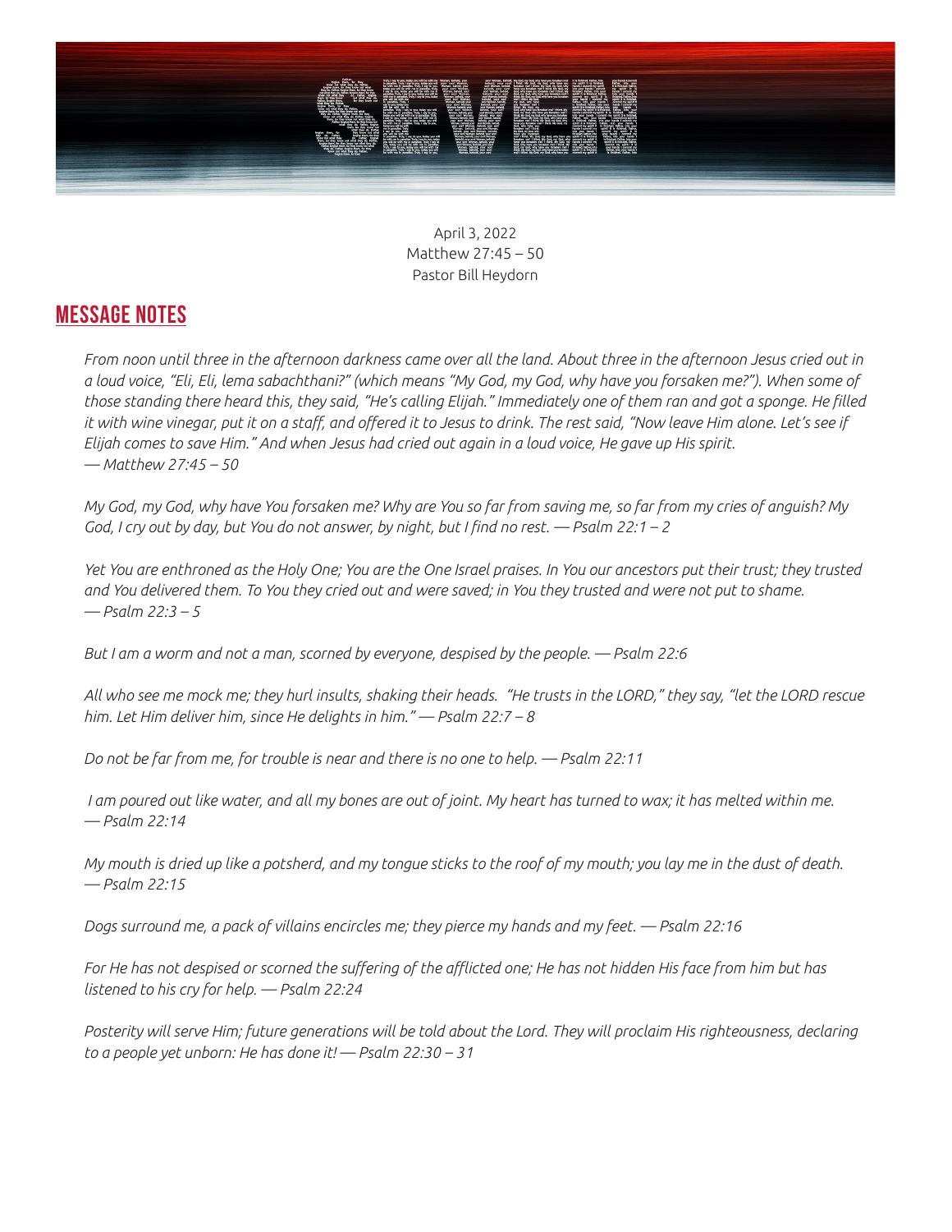April 3, 2022
Matthew 27:45 – 50
Pastor Bill Heydorn

## MESSAGE NOTES

*From noon until three in the afternoon darkness came over all the land. About three in the afternoon Jesus cried out in a loud voice, "Eli, Eli, lema sabachthani?" (which means "My God, my God, why have you forsaken me?"). When some of those standing there heard this, they said, "He's calling Elijah." Immediately one of them ran and got a sponge. He filled it with wine vinegar, put it on a staff, and offered it to Jesus to drink. The rest said, "Now leave Him alone. Let's see if Elijah comes to save Him." And when Jesus had cried out again in a loud voice, He gave up His spirit.*
*— Matthew 27:45 – 50*

*My God, my God, why have You forsaken me? Why are You so far from saving me, so far from my cries of anguish? My God, I cry out by day, but You do not answer, by night, but I find no rest. — Psalm 22:1 – 2*

*Yet You are enthroned as the Holy One; You are the One Israel praises. In You our ancestors put their trust; they trusted and You delivered them. To You they cried out and were saved; in You they trusted and were not put to shame.*
*— Psalm 22:3 – 5*

*But I am a worm and not a man, scorned by everyone, despised by the people. — Psalm 22:6*

*All who see me mock me; they hurl insults, shaking their heads. "He trusts in the LORD," they say, "let the LORD rescue him. Let Him deliver him, since He delights in him." — Psalm 22:7 – 8*

*Do not be far from me, for trouble is near and there is no one to help. — Psalm 22:11*

*I am poured out like water, and all my bones are out of joint. My heart has turned to wax; it has melted within me.*
*— Psalm 22:14*

*My mouth is dried up like a potsherd, and my tongue sticks to the roof of my mouth; you lay me in the dust of death.*
*— Psalm 22:15*

*Dogs surround me, a pack of villains encircles me; they pierce my hands and my feet. — Psalm 22:16*

*For He has not despised or scorned the suffering of the afflicted one; He has not hidden His face from him but has listened to his cry for help. — Psalm 22:24*

*Posterity will serve Him; future generations will be told about the Lord. They will proclaim His righteousness, declaring to a people yet unborn: He has done it! — Psalm 22:30 – 31*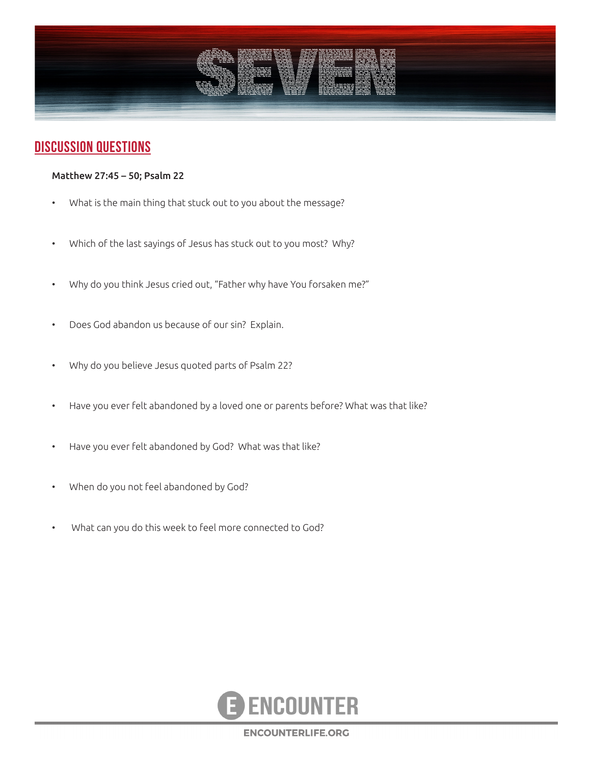## DISCUSSION QUESTIONS

**Matthew 27:45 – 50; Psalm 22**

- What is the main thing that stuck out to you about the message?
- Which of the last sayings of Jesus has stuck out to you most? Why?
- Why do you think Jesus cried out, "Father why have You forsaken me?"
- Does God abandon us because of our sin? Explain.
- Why do you believe Jesus quoted parts of Psalm 22?
- Have you ever felt abandoned by a loved one or parents before? What was that like?
- Have you ever felt abandoned by God? What was that like?
- When do you not feel abandoned by God?
- What can you do this week to feel more connected to God?

ENCOUNTER

ENCOUNTERLIFE.ORG